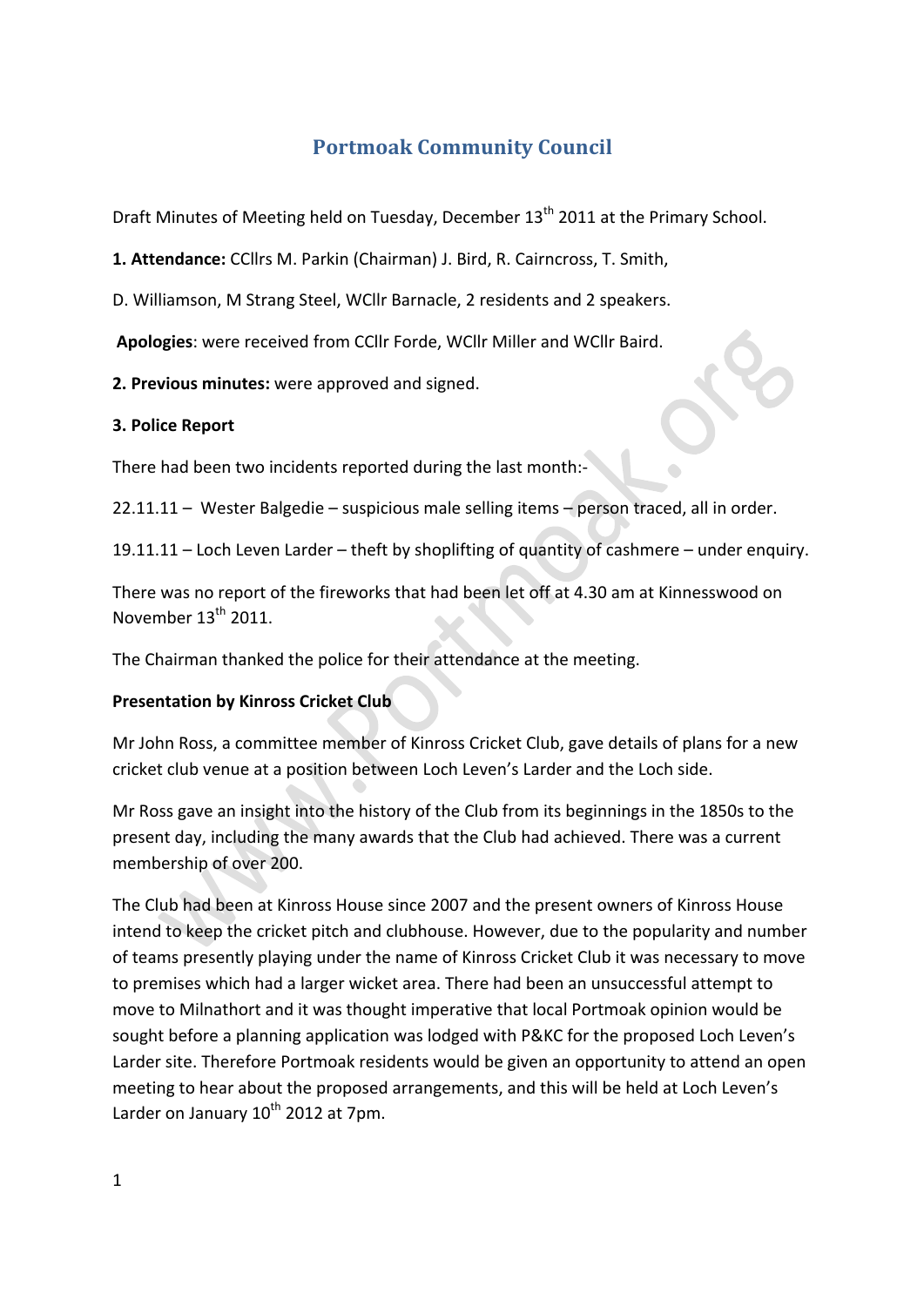# Portmoak Community Council

Draft Minutes of Meeting held on Tuesday, December 13th 2011 at the Primary School.

**1. Attendance:** CCllrs M. Parkin (Chairman) J. Bird, R. Cairncross, T. Smith,

D. Williamson, M Strang Steel, WCllr Barnacle, 2 residents and 2 speakers.

**Apologies**: were received from CCllr Forde, WCllr Miller and WCllr Baird.

**2. Previous minutes:** were approved and signed.

**3. Police Report**

There had been two incidents reported during the last month:-

22.11.11 – Wester Balgedie – suspicious male selling items – person traced, all in order.

19.11.11 – Loch Leven Larder – theft by shoplifting of quantity of cashmere – under enquiry.

There was no report of the fireworks that had been let off at 4.30 am at Kinnesswood on November 13th 2011.

The Chairman thanked the police for their attendance at the meeting.

**Presentation by Kinross Cricket Club**

Mr John Ross, a committee member of Kinross Cricket Club, gave details of plans for a new cricket club venue at a position between Loch Leven's Larder and the Loch side.

Mr Ross gave an insight into the history of the Club from its beginnings in the 1850s to the present day, including the many awards that the Club had achieved. There was a current membership of over 200.

The Club had been at Kinross House since 2007 and the present owners of Kinross House intend to keep the cricket pitch and clubhouse. However, due to the popularity and number of teams presently playing under the name of Kinross Cricket Club it was necessary to move to premises which had a larger wicket area. There had been an unsuccessful attempt to move to Milnathort and it was thought imperative that local Portmoak opinion would be sought before a planning application was lodged with P&KC for the proposed Loch Leven's Larder site. Therefore Portmoak residents would be given an opportunity to attend an open meeting to hear about the proposed arrangements, and this will be held at Loch Leven's Larder on January 10th 2012 at 7pm.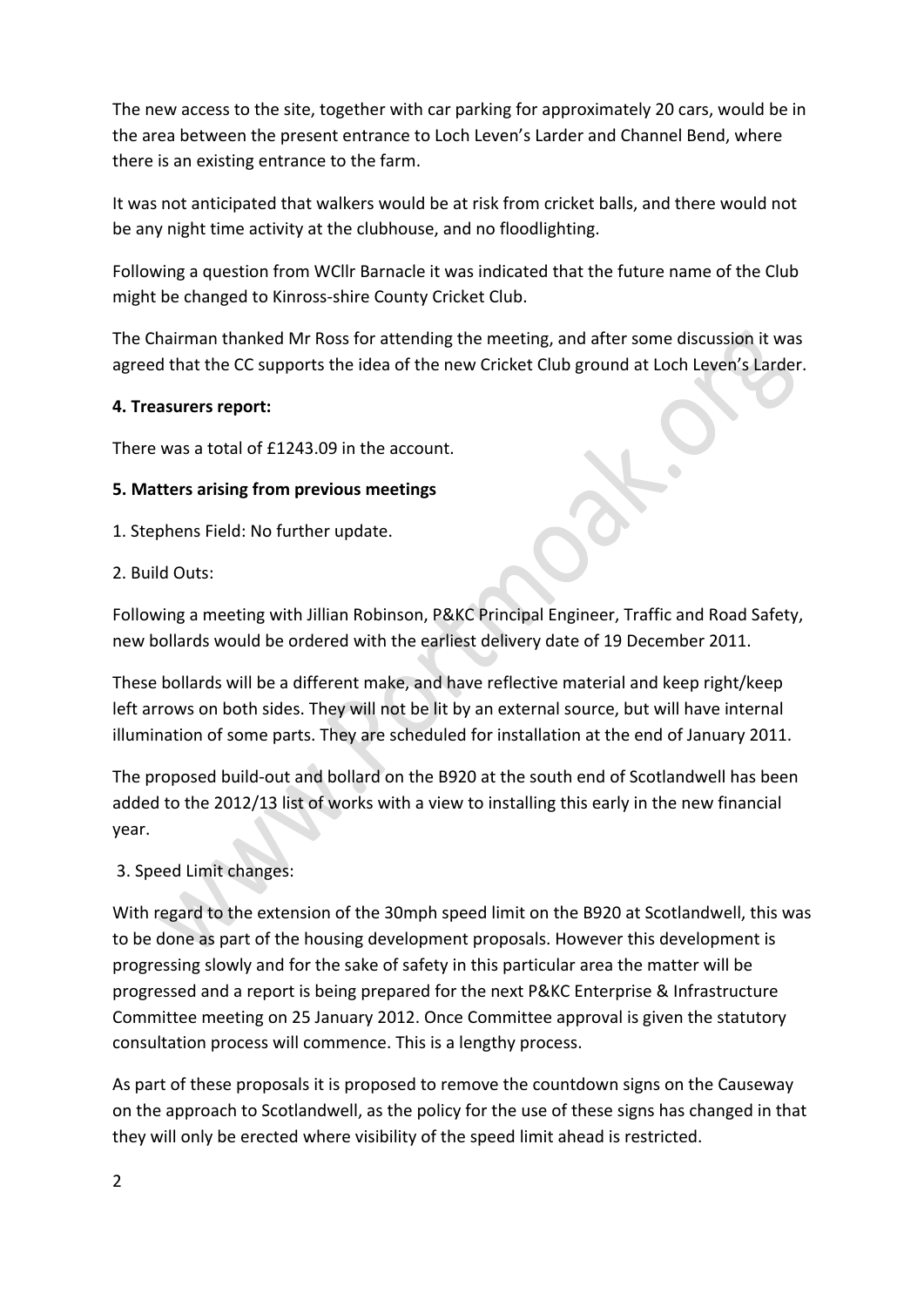The new access to the site, together with car parking for approximately 20 cars, would be in the area between the present entrance to Loch Leven's Larder and Channel Bend, where there is an existing entrance to the farm.

It was not anticipated that walkers would be at risk from cricket balls, and there would not be any night time activity at the clubhouse, and no floodlighting.

Following a question from WCllr Barnacle it was indicated that the future name of the Club might be changed to Kinross-shire County Cricket Club.

The Chairman thanked Mr Ross for attending the meeting, and after some discussion it was agreed that the CC supports the idea of the new Cricket Club ground at Loch Leven's Larder.

**4. Treasurers report:**

There was a total of £1243.09 in the account.

**5. Matters arising from previous meetings**

1. Stephens Field: No further update.

2. Build Outs:

Following a meeting with Jillian Robinson, P&KC Principal Engineer, Traffic and Road Safety, new bollards would be ordered with the earliest delivery date of 19 December 2011.

These bollards will be a different make, and have reflective material and keep right/keep left arrows on both sides. They will not be lit by an external source, but will have internal illumination of some parts. They are scheduled for installation at the end of January 2011.

The proposed build-out and bollard on the B920 at the south end of Scotlandwell has been added to the 2012/13 list of works with a view to installing this early in the new financial year.

3. Speed Limit changes:

With regard to the extension of the 30mph speed limit on the B920 at Scotlandwell, this was to be done as part of the housing development proposals. However this development is progressing slowly and for the sake of safety in this particular area the matter will be progressed and a report is being prepared for the next P&KC Enterprise & Infrastructure Committee meeting on 25 January 2012. Once Committee approval is given the statutory consultation process will commence. This is a lengthy process.

As part of these proposals it is proposed to remove the countdown signs on the Causeway on the approach to Scotlandwell, as the policy for the use of these signs has changed in that they will only be erected where visibility of the speed limit ahead is restricted.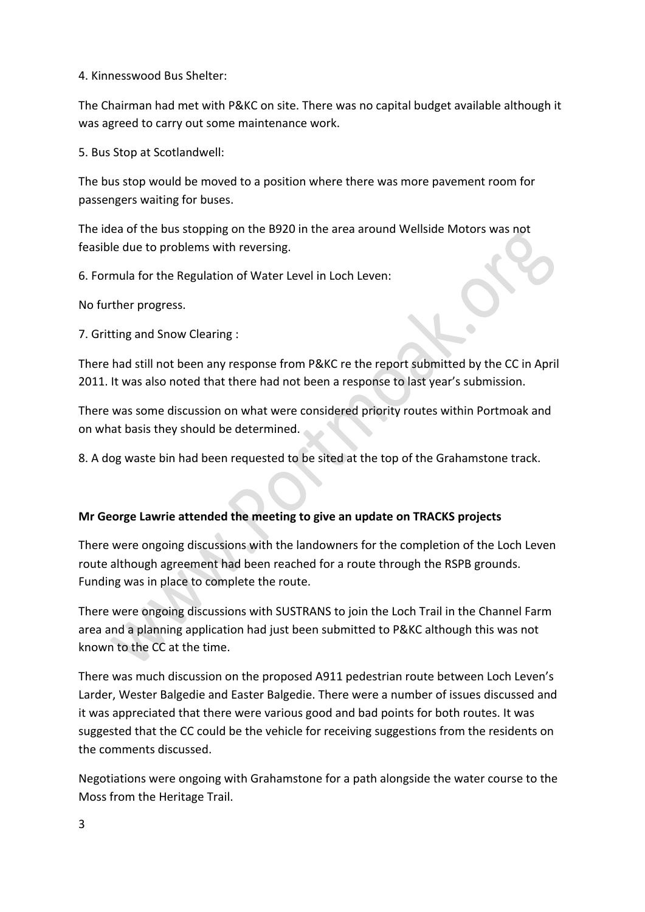4. Kinnesswood Bus Shelter:

The Chairman had met with P&KC on site. There was no capital budget available although it was agreed to carry out some maintenance work.

5. Bus Stop at Scotlandwell:

The bus stop would be moved to a position where there was more pavement room for passengers waiting for buses.

The idea of the bus stopping on the B920 in the area around Wellside Motors was not feasible due to problems with reversing.

6. Formula for the Regulation of Water Level in Loch Leven:

No further progress.

7. Gritting and Snow Clearing :

There had still not been any response from P&KC re the report submitted by the CC in April 2011. It was also noted that there had not been a response to last year's submission.

There was some discussion on what were considered priority routes within Portmoak and on what basis they should be determined.

8. A dog waste bin had been requested to be sited at the top of the Grahamstone track.

**Mr George Lawrie attended the meeting to give an update on TRACKS projects**

There were ongoing discussions with the landowners for the completion of the Loch Leven route although agreement had been reached for a route through the RSPB grounds. Funding was in place to complete the route.

There were ongoing discussions with SUSTRANS to join the Loch Trail in the Channel Farm area and a planning application had just been submitted to P&KC although this was not known to the CC at the time.

There was much discussion on the proposed A911 pedestrian route between Loch Leven's Larder, Wester Balgedie and Easter Balgedie. There were a number of issues discussed and it was appreciated that there were various good and bad points for both routes. It was suggested that the CC could be the vehicle for receiving suggestions from the residents on the comments discussed.

Negotiations were ongoing with Grahamstone for a path alongside the water course to the Moss from the Heritage Trail.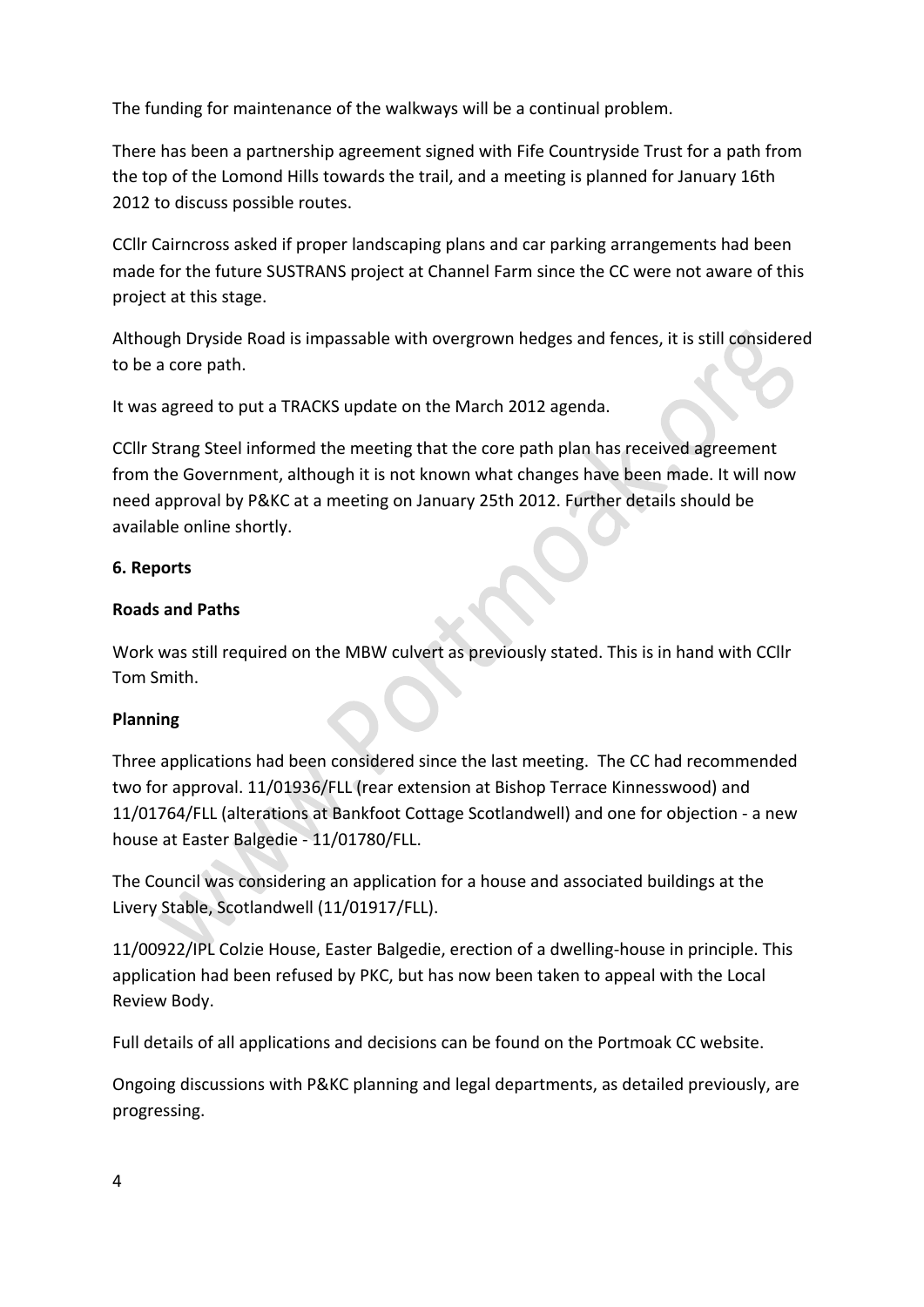The funding for maintenance of the walkways will be a continual problem.

There has been a partnership agreement signed with Fife Countryside Trust for a path from the top of the Lomond Hills towards the trail, and a meeting is planned for January 16th 2012 to discuss possible routes.

CCllr Cairncross asked if proper landscaping plans and car parking arrangements had been made for the future SUSTRANS project at Channel Farm since the CC were not aware of this project at this stage.

Although Dryside Road is impassable with overgrown hedges and fences, it is still considered to be a core path.

It was agreed to put a TRACKS update on the March 2012 agenda.

CCllr Strang Steel informed the meeting that the core path plan has received agreement from the Government, although it is not known what changes have been made. It will now need approval by P&KC at a meeting on January 25th 2012. Further details should be available online shortly.

**6. Reports**

**Roads and Paths**

Work was still required on the MBW culvert as previously stated. This is in hand with CCllr Tom Smith.

**Planning**

Three applications had been considered since the last meeting. The CC had recommended two for approval. 11/01936/FLL (rear extension at Bishop Terrace Kinnesswood) and 11/01764/FLL (alterations at Bankfoot Cottage Scotlandwell) and one for objection - a new house at Easter Balgedie - 11/01780/FLL.

The Council was considering an application for a house and associated buildings at the Livery Stable, Scotlandwell (11/01917/FLL).

11/00922/IPL Colzie House, Easter Balgedie, erection of a dwelling-house in principle. This application had been refused by PKC, but has now been taken to appeal with the Local Review Body.

Full details of all applications and decisions can be found on the Portmoak CC website.

Ongoing discussions with P&KC planning and legal departments, as detailed previously, are progressing.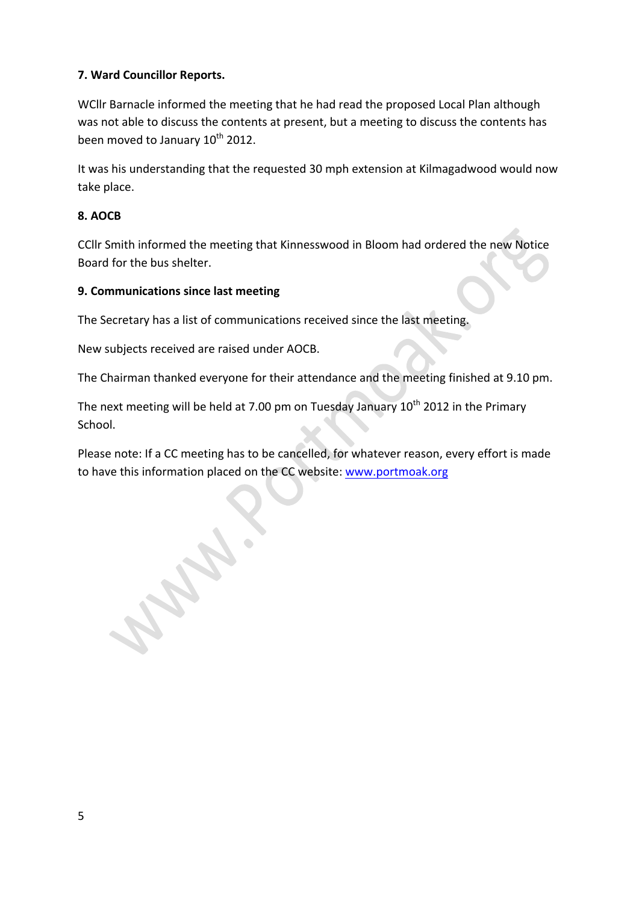**7. Ward Councillor Reports.**

WCllr Barnacle informed the meeting that he had read the proposed Local Plan although was not able to discuss the contents at present, but a meeting to discuss the contents has been moved to January 10th 2012.

It was his understanding that the requested 30 mph extension at Kilmagadwood would now take place.

**8. AOCB**

CCllr Smith informed the meeting that Kinnesswood in Bloom had ordered the new Notice Board for the bus shelter.

**9. Communications since last meeting**

The Secretary has a list of communications received since the last meeting.

New subjects received are raised under AOCB.

The Chairman thanked everyone for their attendance and the meeting finished at 9.10 pm.

The next meeting will be held at 7.00 pm on Tuesday January 10th 2012 in the Primary School.

Please note: If a CC meeting has to be cancelled, for whatever reason, every effort is made to have this information placed on the CC website: [www.portmoak.org](http://www.portmoak.org)